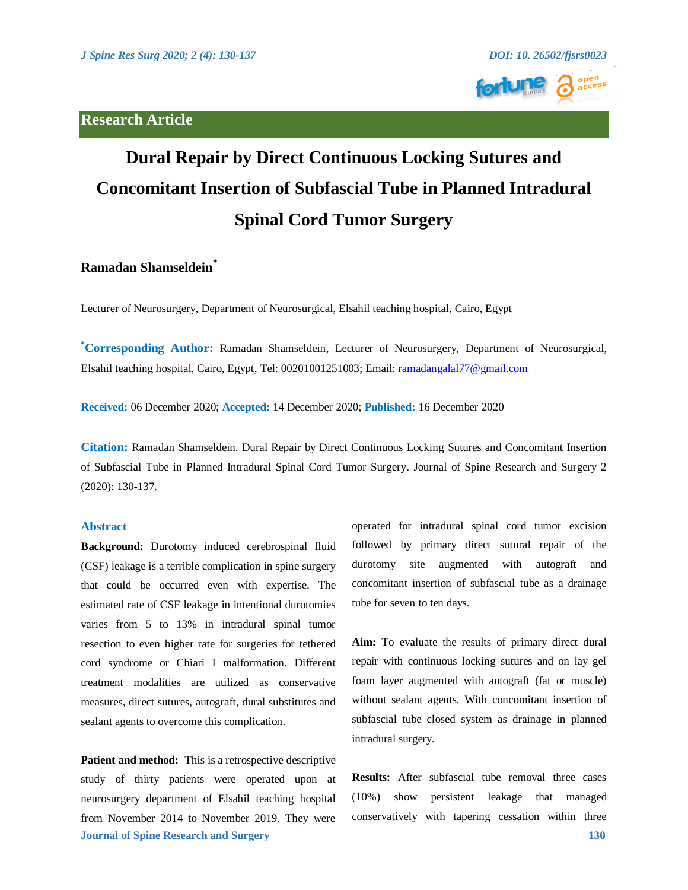Research Article

# Dural Repair by Direct Continuous Locking Sutures and Concomitant Insertion of Subfascial Tube in Planned Intradural Spinal Cord Tumor Surgery

**Ramadan Shamseldein[*]**

Lecturer of Neurosurgery, Department of Neurosurgical, Elsahil teaching hospital, Cairo, Egypt

**[*]Corresponding Author:** Ramadan Shamseldein, Lecturer of Neurosurgery, Department of Neurosurgical, Elsahil teaching hospital, Cairo, Egypt, Tel: 00201001251003; Email: ramadangalal77@gmail.com

**Received:** 06 December 2020; **Accepted:** 14 December 2020; **Published:** 16 December 2020

**Citation:** Ramadan Shamseldein. Dural Repair by Direct Continuous Locking Sutures and Concomitant Insertion of Subfascial Tube in Planned Intradural Spinal Cord Tumor Surgery. Journal of Spine Research and Surgery 2 (2020): 130-137.

## Abstract

**Background:** Durotomy induced cerebrospinal fluid (CSF) leakage is a terrible complication in spine surgery that could be occurred even with expertise. The estimated rate of CSF leakage in intentional durotomies varies from 5 to 13% in intradural spinal tumor resection to even higher rate for surgeries for tethered cord syndrome or Chiari I malformation. Different treatment modalities are utilized as conservative measures, direct sutures, autograft, dural substitutes and sealant agents to overcome this complication.

**Patient and method:** This is a retrospective descriptive study of thirty patients were operated upon at neurosurgery department of Elsahil teaching hospital from November 2014 to November 2019. They were operated for intradural spinal cord tumor excision followed by primary direct sutural repair of the durotomy site augmented with autograft and concomitant insertion of subfascial tube as a drainage tube for seven to ten days.

**Aim:** To evaluate the results of primary direct dural repair with continuous locking sutures and on lay gel foam layer augmented with autograft (fat or muscle) without sealant agents. With concomitant insertion of subfascial tube closed system as drainage in planned intradural surgery.

**Results:** After subfascial tube removal three cases (10%) show persistent leakage that managed conservatively with tapering cessation within three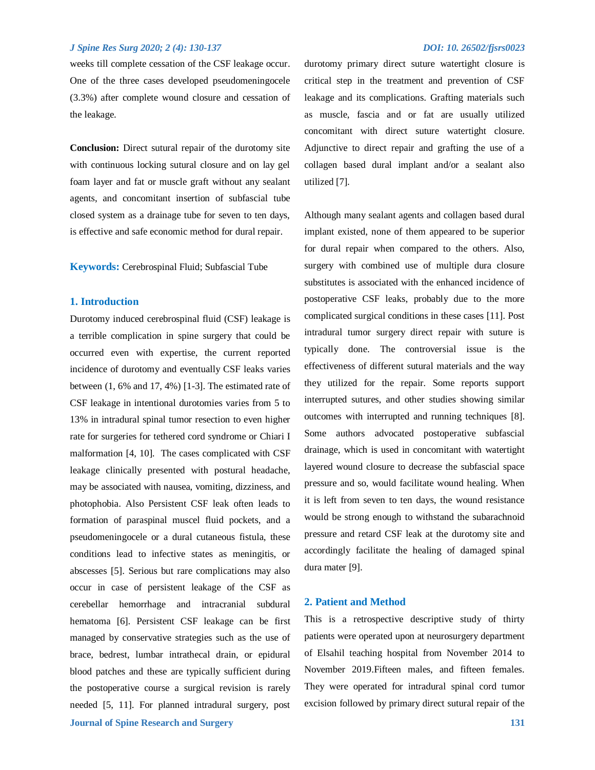weeks till complete cessation of the CSF leakage occur. One of the three cases developed pseudomeningocele (3.3%) after complete wound closure and cessation of the leakage.

**Conclusion:** Direct sutural repair of the durotomy site with continuous locking sutural closure and on lay gel foam layer and fat or muscle graft without any sealant agents, and concomitant insertion of subfascial tube closed system as a drainage tube for seven to ten days, is effective and safe economic method for dural repair.

**Keywords:** Cerebrospinal Fluid; Subfascial Tube

## 1. Introduction

Durotomy induced cerebrospinal fluid (CSF) leakage is a terrible complication in spine surgery that could be occurred even with expertise, the current reported incidence of durotomy and eventually CSF leaks varies between (1, 6% and 17, 4%) [1-3]. The estimated rate of CSF leakage in intentional durotomies varies from 5 to 13% in intradural spinal tumor resection to even higher rate for surgeries for tethered cord syndrome or Chiari I malformation [4, 10]. The cases complicated with CSF leakage clinically presented with postural headache, may be associated with nausea, vomiting, dizziness, and photophobia. Also Persistent CSF leak often leads to formation of paraspinal muscel fluid pockets, and a pseudomeningocele or a dural cutaneous fistula, these conditions lead to infective states as meningitis, or abscesses [5]. Serious but rare complications may also occur in case of persistent leakage of the CSF as cerebellar hemorrhage and intracranial subdural hematoma [6]. Persistent CSF leakage can be first managed by conservative strategies such as the use of brace, bedrest, lumbar intrathecal drain, or epidural blood patches and these are typically sufficient during the postoperative course a surgical revision is rarely needed [5, 11]. For planned intradural surgery, post durotomy primary direct suture watertight closure is critical step in the treatment and prevention of CSF leakage and its complications. Grafting materials such as muscle, fascia and or fat are usually utilized concomitant with direct suture watertight closure. Adjunctive to direct repair and grafting the use of a collagen based dural implant and/or a sealant also utilized [7].

Although many sealant agents and collagen based dural implant existed, none of them appeared to be superior for dural repair when compared to the others. Also, surgery with combined use of multiple dura closure substitutes is associated with the enhanced incidence of postoperative CSF leaks, probably due to the more complicated surgical conditions in these cases [11]. Post intradural tumor surgery direct repair with suture is typically done. The controversial issue is the effectiveness of different sutural materials and the way they utilized for the repair. Some reports support interrupted sutures, and other studies showing similar outcomes with interrupted and running techniques [8]. Some authors advocated postoperative subfascial drainage, which is used in concomitant with watertight layered wound closure to decrease the subfascial space pressure and so, would facilitate wound healing. When it is left from seven to ten days, the wound resistance would be strong enough to withstand the subarachnoid pressure and retard CSF leak at the durotomy site and accordingly facilitate the healing of damaged spinal dura mater [9].

## 2. Patient and Method

This is a retrospective descriptive study of thirty patients were operated upon at neurosurgery department of Elsahil teaching hospital from November 2014 to November 2019.Fifteen males, and fifteen females. They were operated for intradural spinal cord tumor excision followed by primary direct sutural repair of the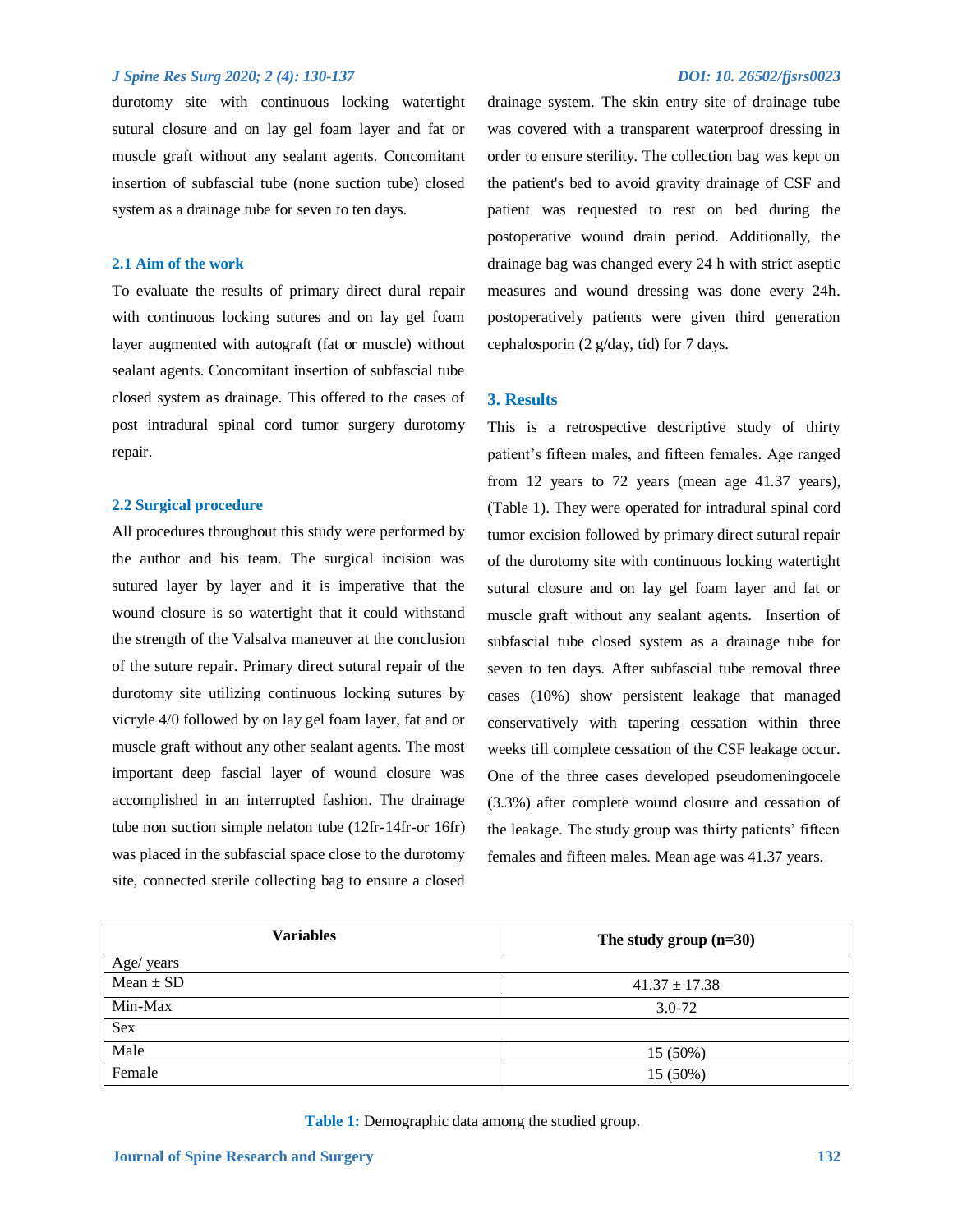durotomy site with continuous locking watertight sutural closure and on lay gel foam layer and fat or muscle graft without any sealant agents. Concomitant insertion of subfascial tube (none suction tube) closed system as a drainage tube for seven to ten days.

### 2.1 Aim of the work

To evaluate the results of primary direct dural repair with continuous locking sutures and on lay gel foam layer augmented with autograft (fat or muscle) without sealant agents. Concomitant insertion of subfascial tube closed system as drainage. This offered to the cases of post intradural spinal cord tumor surgery durotomy repair.

### 2.2 Surgical procedure

All procedures throughout this study were performed by the author and his team. The surgical incision was sutured layer by layer and it is imperative that the wound closure is so watertight that it could withstand the strength of the Valsalva maneuver at the conclusion of the suture repair. Primary direct sutural repair of the durotomy site utilizing continuous locking sutures by vicryle 4/0 followed by on lay gel foam layer, fat and or muscle graft without any other sealant agents. The most important deep fascial layer of wound closure was accomplished in an interrupted fashion. The drainage tube non suction simple nelaton tube (12fr-14fr-or 16fr) was placed in the subfascial space close to the durotomy site, connected sterile collecting bag to ensure a closed drainage system. The skin entry site of drainage tube was covered with a transparent waterproof dressing in order to ensure sterility. The collection bag was kept on the patient's bed to avoid gravity drainage of CSF and patient was requested to rest on bed during the postoperative wound drain period. Additionally, the drainage bag was changed every 24 h with strict aseptic measures and wound dressing was done every 24h. postoperatively patients were given third generation cephalosporin (2 g/day, tid) for 7 days.

## 3. Results

This is a retrospective descriptive study of thirty patient's fifteen males, and fifteen females. Age ranged from 12 years to 72 years (mean age 41.37 years), (Table 1). They were operated for intradural spinal cord tumor excision followed by primary direct sutural repair of the durotomy site with continuous locking watertight sutural closure and on lay gel foam layer and fat or muscle graft without any sealant agents. Insertion of subfascial tube closed system as a drainage tube for seven to ten days. After subfascial tube removal three cases (10%) show persistent leakage that managed conservatively with tapering cessation within three weeks till complete cessation of the CSF leakage occur. One of the three cases developed pseudomeningocele (3.3%) after complete wound closure and cessation of the leakage. The study group was thirty patients' fifteen females and fifteen males. Mean age was 41.37 years.

| Variables | The study group (n=30) |
|---|---|
| Age/ years | |
| Mean ± SD | 41.37 ± 17.38 |
| Min-Max | 3.0-72 |
| Sex | |
| Male | 15 (50%) |
| Female | 15 (50%) |

**Table 1:** Demographic data among the studied group.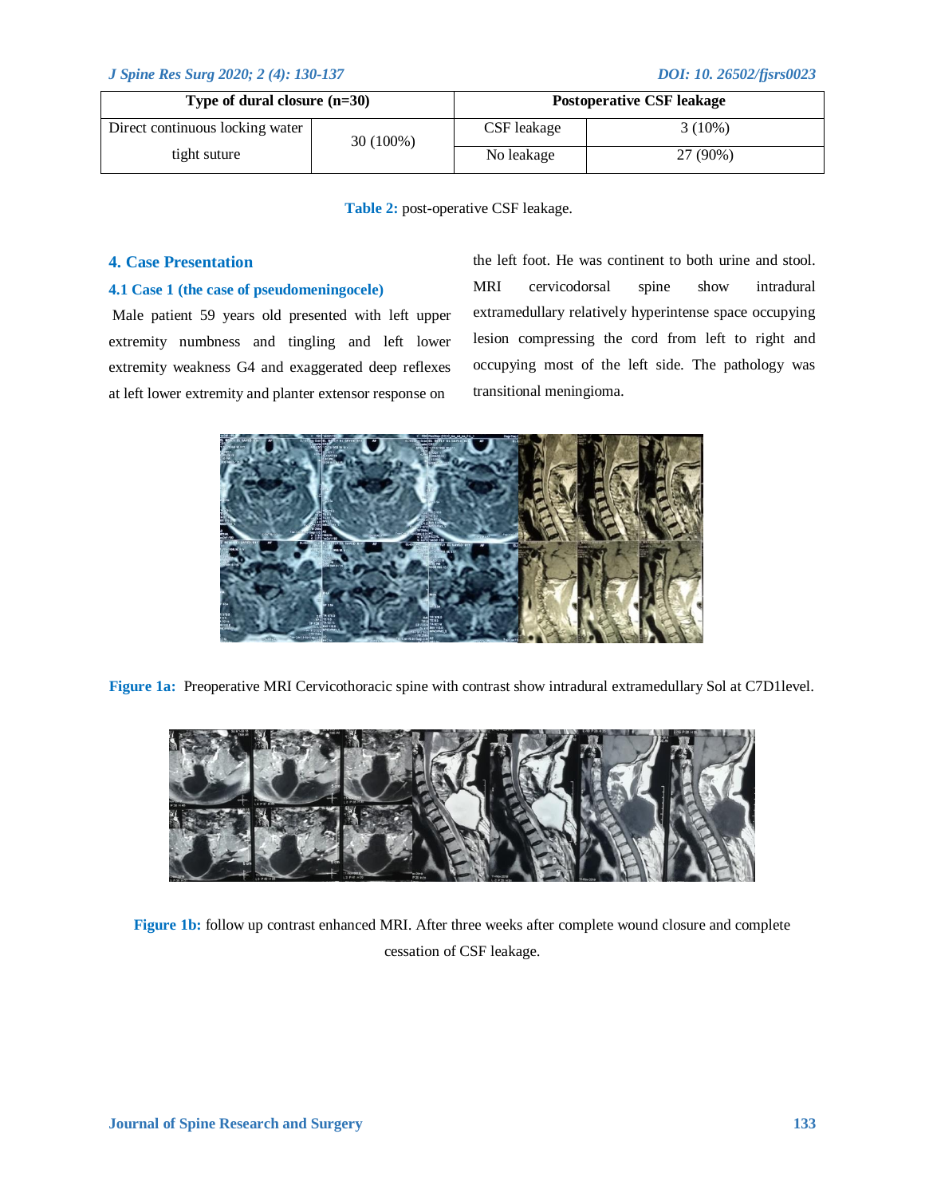| Type of dural closure (n=30) | | Postoperative CSF leakage | |
|---|---|---|---|
| Direct continuous locking water tight suture | 30 (100%) | CSF leakage | 3 (10%) |
| | | No leakage | 27 (90%) |

**Table 2:** post-operative CSF leakage.

## 4. Case Presentation

### 4.1 Case 1 (the case of pseudomeningocele)

Male patient 59 years old presented with left upper extremity numbness and tingling and left lower extremity weakness G4 and exaggerated deep reflexes at left lower extremity and planter extensor response on the left foot. He was continent to both urine and stool. MRI cervicodorsal spine show intradural extramedullary relatively hyperintense space occupying lesion compressing the cord from left to right and occupying most of the left side. The pathology was transitional meningioma.

**Figure 1a:** Preoperative MRI Cervicothoracic spine with contrast show intradural extramedullary Sol at C7D1level.

**Figure 1b:** follow up contrast enhanced MRI. After three weeks after complete wound closure and complete cessation of CSF leakage.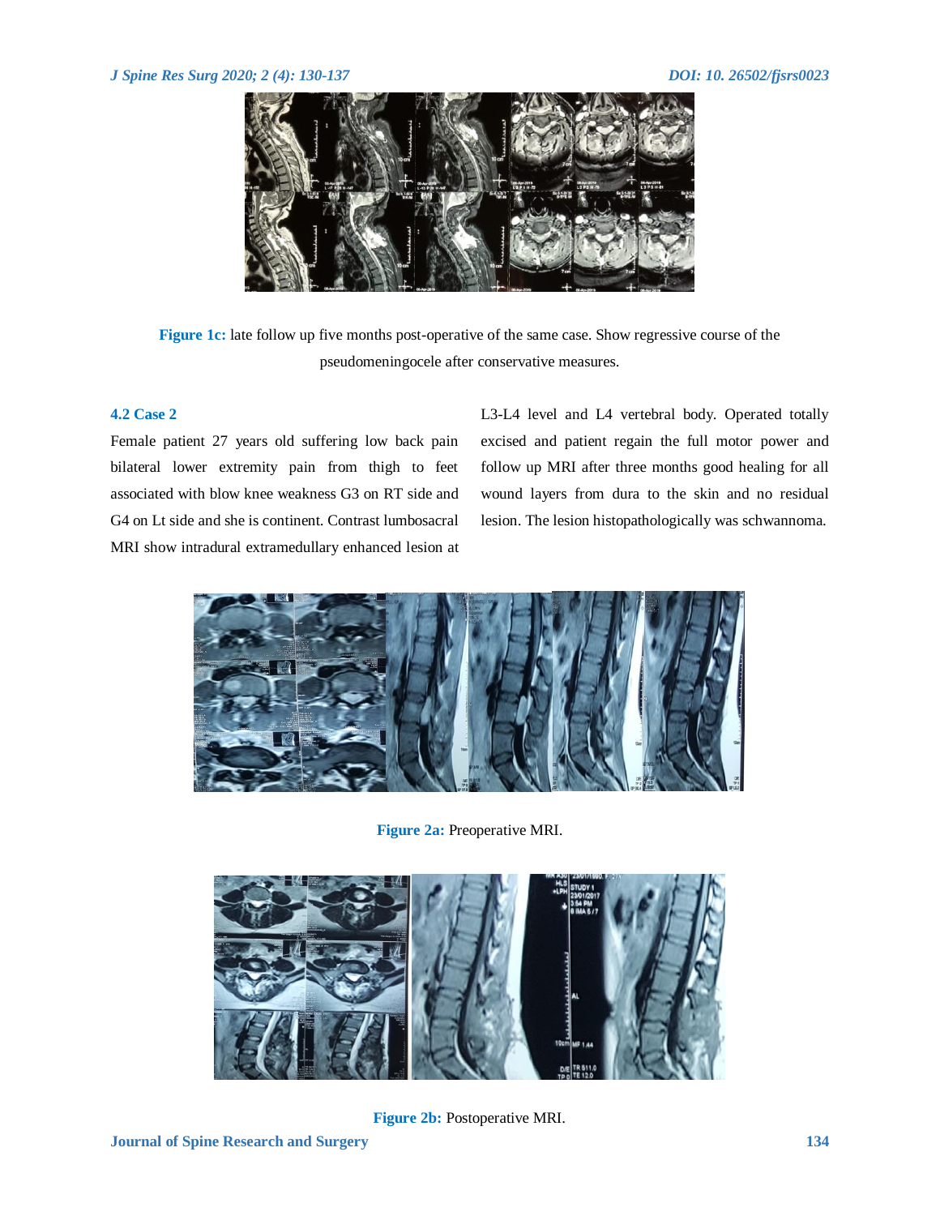Figure 1c: late follow up five months post-operative of the same case. Show regressive course of the pseudomeningocele after conservative measures.

### 4.2 Case 2

Female patient 27 years old suffering low back pain bilateral lower extremity pain from thigh to feet associated with blow knee weakness G3 on RT side and G4 on Lt side and she is continent. Contrast lumbosacral MRI show intradural extramedullary enhanced lesion at L3-L4 level and L4 vertebral body. Operated totally excised and patient regain the full motor power and follow up MRI after three months good healing for all wound layers from dura to the skin and no residual lesion. The lesion histopathologically was schwannoma.

Figure 2a: Preoperative MRI.

Figure 2b: Postoperative MRI.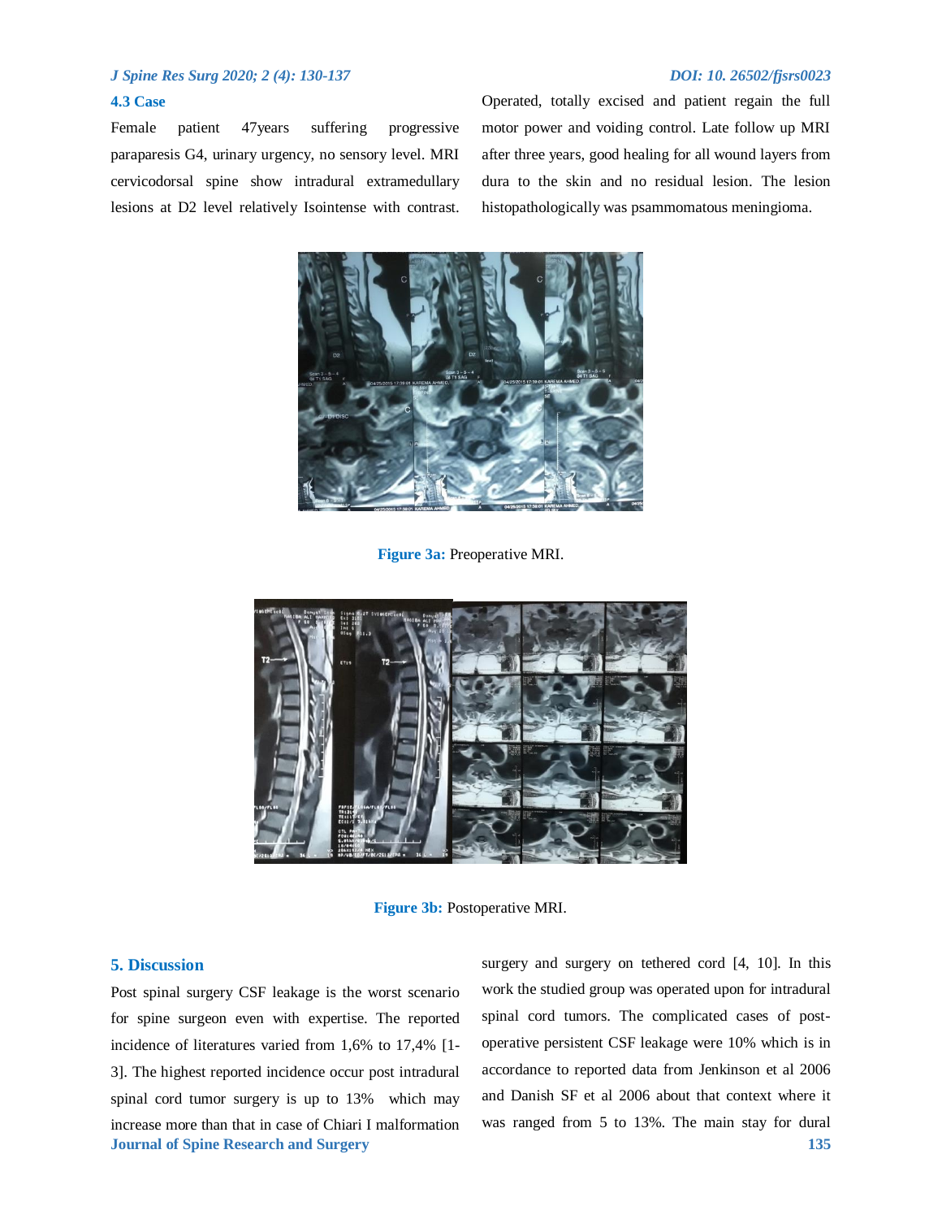### 4.3 Case

Female patient 47years suffering progressive paraparesis G4, urinary urgency, no sensory level. MRI cervicodorsal spine show intradural extramedullary lesions at D2 level relatively Isointense with contrast. Operated, totally excised and patient regain the full motor power and voiding control. Late follow up MRI after three years, good healing for all wound layers from dura to the skin and no residual lesion. The lesion histopathologically was psammomatous meningioma.

**Figure 3a:** Preoperative MRI.

**Figure 3b:** Postoperative MRI.

## 5. Discussion

Post spinal surgery CSF leakage is the worst scenario for spine surgeon even with expertise. The reported incidence of literatures varied from 1,6% to 17,4% [1-3]. The highest reported incidence occur post intradural spinal cord tumor surgery is up to 13% which may increase more than that in case of Chiari I malformation surgery and surgery on tethered cord [4, 10]. In this work the studied group was operated upon for intradural spinal cord tumors. The complicated cases of post-operative persistent CSF leakage were 10% which is in accordance to reported data from Jenkinson et al 2006 and Danish SF et al 2006 about that context where it was ranged from 5 to 13%. The main stay for dural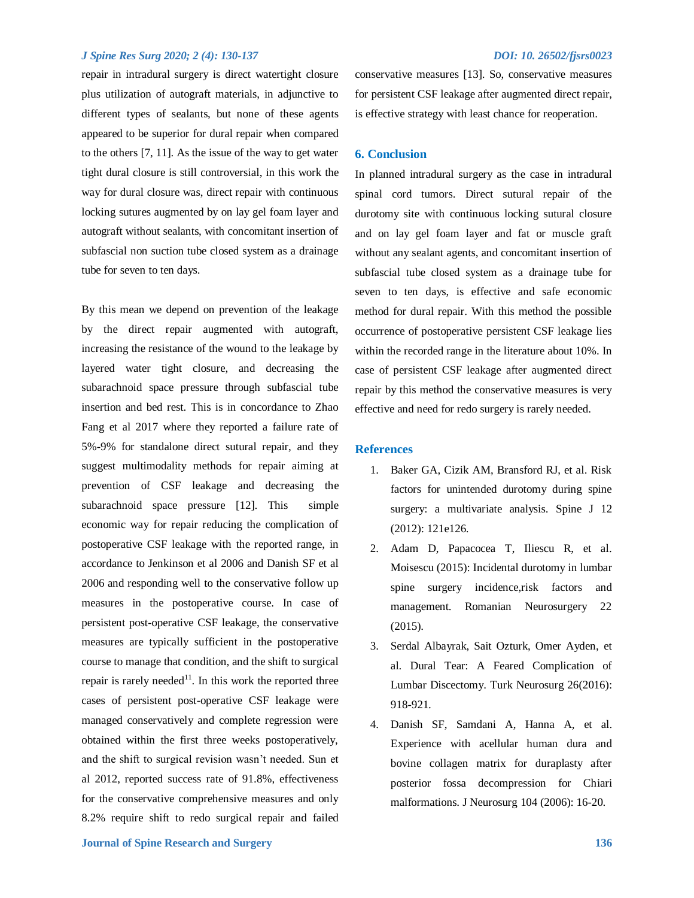repair in intradural surgery is direct watertight closure plus utilization of autograft materials, in adjunctive to different types of sealants, but none of these agents appeared to be superior for dural repair when compared to the others [7, 11]. As the issue of the way to get water tight dural closure is still controversial, in this work the way for dural closure was, direct repair with continuous locking sutures augmented by on lay gel foam layer and autograft without sealants, with concomitant insertion of subfascial non suction tube closed system as a drainage tube for seven to ten days.

By this mean we depend on prevention of the leakage by the direct repair augmented with autograft, increasing the resistance of the wound to the leakage by layered water tight closure, and decreasing the subarachnoid space pressure through subfascial tube insertion and bed rest. This is in concordance to Zhao Fang et al 2017 where they reported a failure rate of 5%-9% for standalone direct sutural repair, and they suggest multimodality methods for repair aiming at prevention of CSF leakage and decreasing the subarachnoid space pressure [12]. This simple economic way for repair reducing the complication of postoperative CSF leakage with the reported range, in accordance to Jenkinson et al 2006 and Danish SF et al 2006 and responding well to the conservative follow up measures in the postoperative course. In case of persistent post-operative CSF leakage, the conservative measures are typically sufficient in the postoperative course to manage that condition, and the shift to surgical repair is rarely needed[11]. In this work the reported three cases of persistent post-operative CSF leakage were managed conservatively and complete regression were obtained within the first three weeks postoperatively, and the shift to surgical revision wasn't needed. Sun et al 2012, reported success rate of 91.8%, effectiveness for the conservative comprehensive measures and only 8.2% require shift to redo surgical repair and failed conservative measures [13]. So, conservative measures for persistent CSF leakage after augmented direct repair, is effective strategy with least chance for reoperation.

## 6. Conclusion

In planned intradural surgery as the case in intradural spinal cord tumors. Direct sutural repair of the durotomy site with continuous locking sutural closure and on lay gel foam layer and fat or muscle graft without any sealant agents, and concomitant insertion of subfascial tube closed system as a drainage tube for seven to ten days, is effective and safe economic method for dural repair. With this method the possible occurrence of postoperative persistent CSF leakage lies within the recorded range in the literature about 10%. In case of persistent CSF leakage after augmented direct repair by this method the conservative measures is very effective and need for redo surgery is rarely needed.

## References

1. Baker GA, Cizik AM, Bransford RJ, et al. Risk factors for unintended durotomy during spine surgery: a multivariate analysis. Spine J 12 (2012): 121e126.
2. Adam D, Papacocea T, Iliescu R, et al. Moisescu (2015): Incidental durotomy in lumbar spine surgery incidence,risk factors and management. Romanian Neurosurgery 22 (2015).
3. Serdal Albayrak, Sait Ozturk, Omer Ayden, et al. Dural Tear: A Feared Complication of Lumbar Discectomy. Turk Neurosurg 26(2016): 918-921.
4. Danish SF, Samdani A, Hanna A, et al. Experience with acellular human dura and bovine collagen matrix for duraplasty after posterior fossa decompression for Chiari malformations. J Neurosurg 104 (2006): 16-20.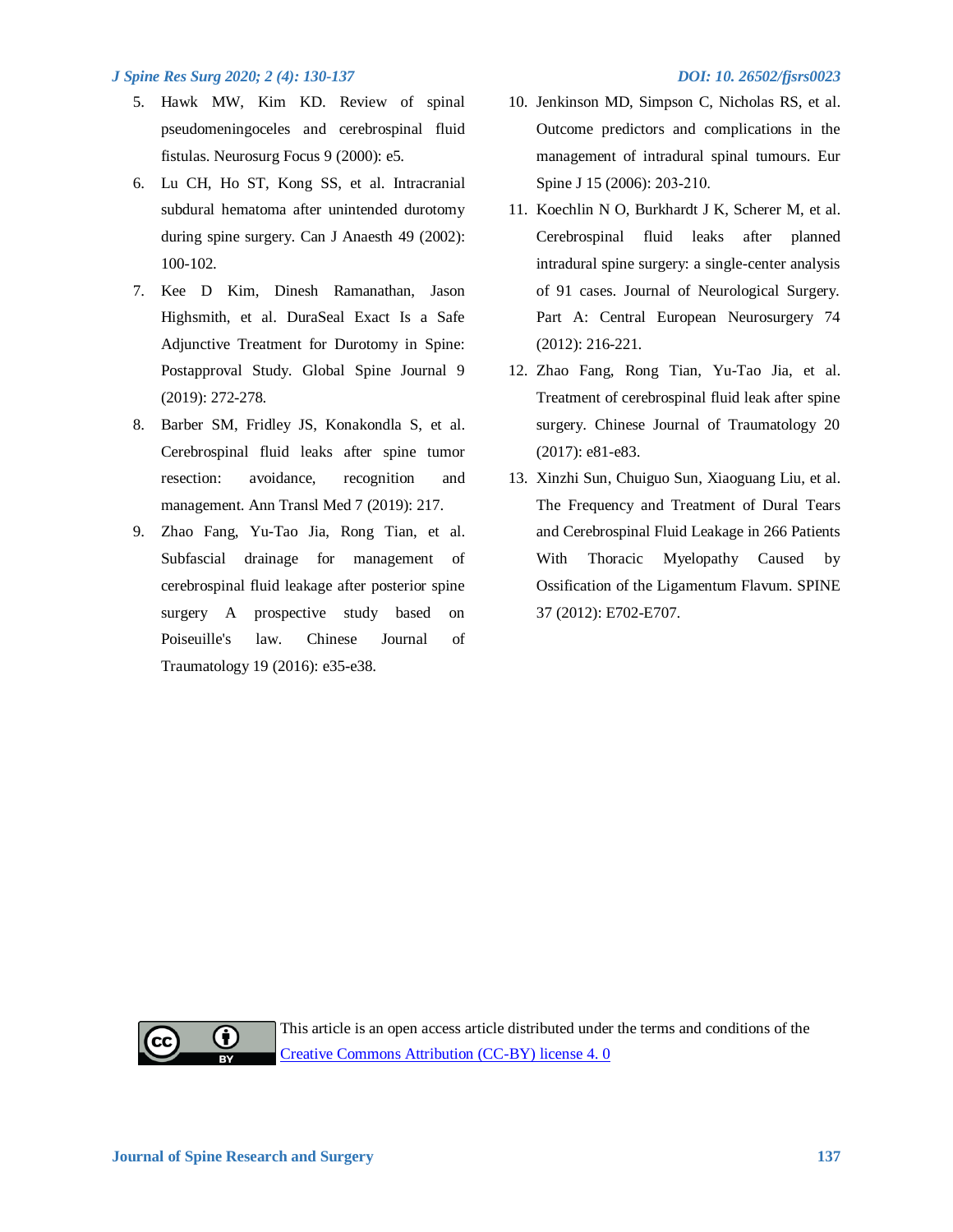5. Hawk MW, Kim KD. Review of spinal pseudomeningoceles and cerebrospinal fluid fistulas. Neurosurg Focus 9 (2000): e5.
6. Lu CH, Ho ST, Kong SS, et al. Intracranial subdural hematoma after unintended durotomy during spine surgery. Can J Anaesth 49 (2002): 100-102.
7. Kee D Kim, Dinesh Ramanathan, Jason Highsmith, et al. DuraSeal Exact Is a Safe Adjunctive Treatment for Durotomy in Spine: Postapproval Study. Global Spine Journal 9 (2019): 272-278.
8. Barber SM, Fridley JS, Konakondla S, et al. Cerebrospinal fluid leaks after spine tumor resection: avoidance, recognition and management. Ann Transl Med 7 (2019): 217.
9. Zhao Fang, Yu-Tao Jia, Rong Tian, et al. Subfascial drainage for management of cerebrospinal fluid leakage after posterior spine surgery A prospective study based on Poiseuille's law. Chinese Journal of Traumatology 19 (2016): e35-e38.
10. Jenkinson MD, Simpson C, Nicholas RS, et al. Outcome predictors and complications in the management of intradural spinal tumours. Eur Spine J 15 (2006): 203-210.
11. Koechlin N O, Burkhardt J K, Scherer M, et al. Cerebrospinal fluid leaks after planned intradural spine surgery: a single-center analysis of 91 cases. Journal of Neurological Surgery. Part A: Central European Neurosurgery 74 (2012): 216-221.
12. Zhao Fang, Rong Tian, Yu-Tao Jia, et al. Treatment of cerebrospinal fluid leak after spine surgery. Chinese Journal of Traumatology 20 (2017): e81-e83.
13. Xinzhi Sun, Chuiguo Sun, Xiaoguang Liu, et al. The Frequency and Treatment of Dural Tears and Cerebrospinal Fluid Leakage in 266 Patients With Thoracic Myelopathy Caused by Ossification of the Ligamentum Flavum. SPINE 37 (2012): E702-E707.

This article is an open access article distributed under the terms and conditions of the [Creative Commons Attribution (CC-BY) license 4. 0](https://creativecommons.org/licenses/by/4.0/)